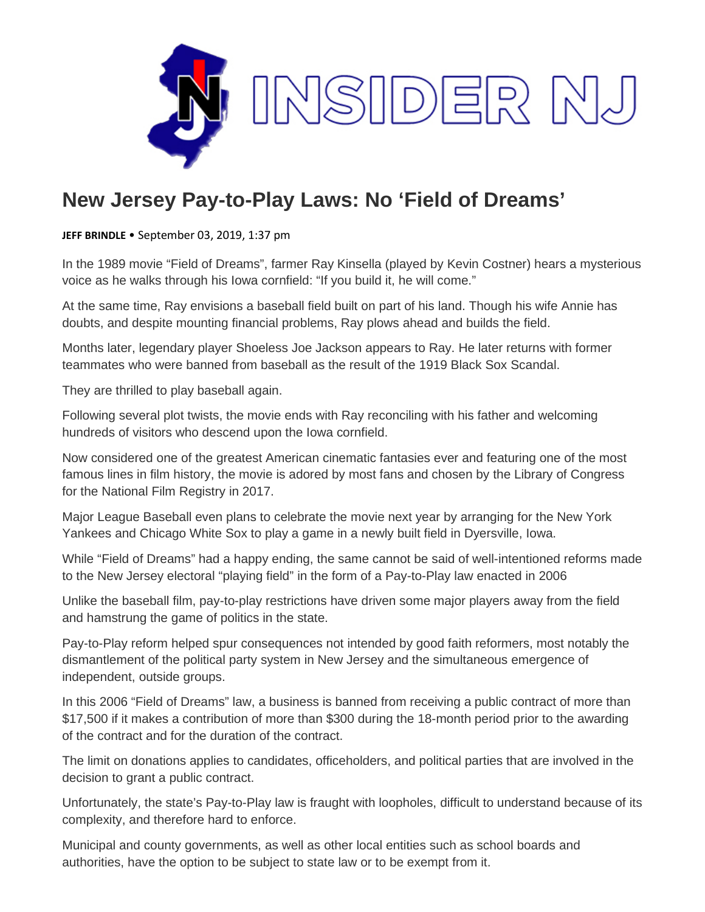# INSIDER NJ

# New Jersey Pay-to-Play Laws: No 'Field of Dreams'

**JEFF BRINDLE** • September 03, 2019, 1:37 pm

In the 1989 movie "Field of Dreams", farmer Ray Kinsella (played by Kevin Costner) hears a mysterious voice as he walks through his Iowa cornfield: "If you build it, he will come."

At the same time, Ray envisions a baseball field built on part of his land. Though his wife Annie has doubts, and despite mounting financial problems, Ray plows ahead and builds the field.

Months later, legendary player Shoeless Joe Jackson appears to Ray. He later returns with former teammates who were banned from baseball as the result of the 1919 Black Sox Scandal.

They are thrilled to play baseball again.

Following several plot twists, the movie ends with Ray reconciling with his father and welcoming hundreds of visitors who descend upon the Iowa cornfield.

Now considered one of the greatest American cinematic fantasies ever and featuring one of the most famous lines in film history, the movie is adored by most fans and chosen by the Library of Congress for the National Film Registry in 2017.

Major League Baseball even plans to celebrate the movie next year by arranging for the New York Yankees and Chicago White Sox to play a game in a newly built field in Dyersville, Iowa.

While "Field of Dreams" had a happy ending, the same cannot be said of well-intentioned reforms made to the New Jersey electoral "playing field" in the form of a Pay-to-Play law enacted in 2006

Unlike the baseball film, pay-to-play restrictions have driven some major players away from the field and hamstrung the game of politics in the state.

Pay-to-Play reform helped spur consequences not intended by good faith reformers, most notably the dismantlement of the political party system in New Jersey and the simultaneous emergence of independent, outside groups.

In this 2006 "Field of Dreams" law, a business is banned from receiving a public contract of more than $17,500 if it makes a contribution of more than $300 during the 18-month period prior to the awarding of the contract and for the duration of the contract.

The limit on donations applies to candidates, officeholders, and political parties that are involved in the decision to grant a public contract.

Unfortunately, the state's Pay-to-Play law is fraught with loopholes, difficult to understand because of its complexity, and therefore hard to enforce.

Municipal and county governments, as well as other local entities such as school boards and authorities, have the option to be subject to state law or to be exempt from it.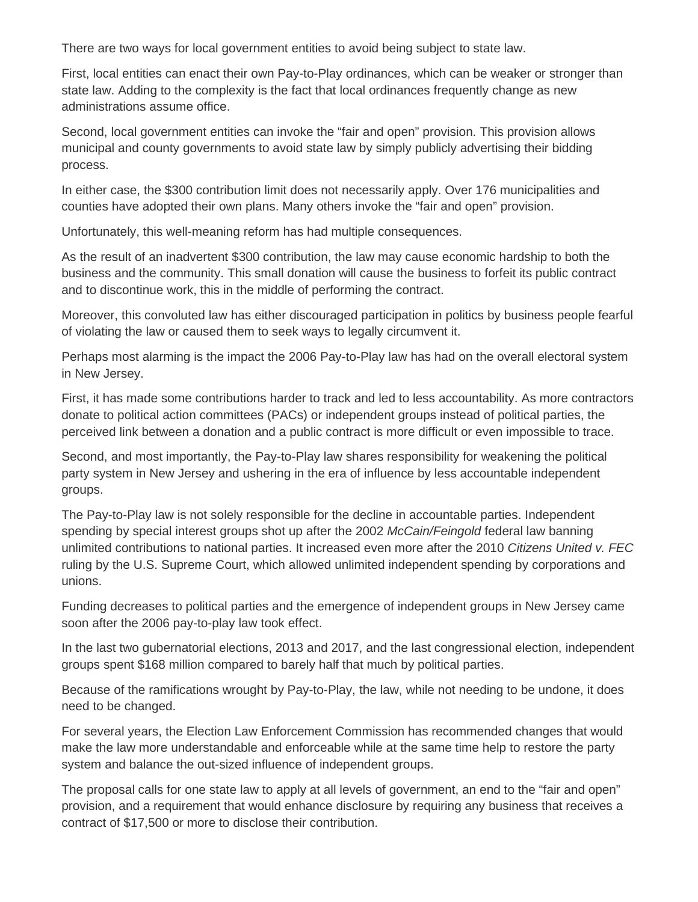There are two ways for local government entities to avoid being subject to state law.

First, local entities can enact their own Pay-to-Play ordinances, which can be weaker or stronger than state law. Adding to the complexity is the fact that local ordinances frequently change as new administrations assume office.

Second, local government entities can invoke the "fair and open" provision. This provision allows municipal and county governments to avoid state law by simply publicly advertising their bidding process.

In either case, the $300 contribution limit does not necessarily apply. Over 176 municipalities and counties have adopted their own plans. Many others invoke the "fair and open" provision.

Unfortunately, this well-meaning reform has had multiple consequences.

As the result of an inadvertent $300 contribution, the law may cause economic hardship to both the business and the community. This small donation will cause the business to forfeit its public contract and to discontinue work, this in the middle of performing the contract.

Moreover, this convoluted law has either discouraged participation in politics by business people fearful of violating the law or caused them to seek ways to legally circumvent it.

Perhaps most alarming is the impact the 2006 Pay-to-Play law has had on the overall electoral system in New Jersey.

First, it has made some contributions harder to track and led to less accountability. As more contractors donate to political action committees (PACs) or independent groups instead of political parties, the perceived link between a donation and a public contract is more difficult or even impossible to trace.

Second, and most importantly, the Pay-to-Play law shares responsibility for weakening the political party system in New Jersey and ushering in the era of influence by less accountable independent groups.

The Pay-to-Play law is not solely responsible for the decline in accountable parties. Independent spending by special interest groups shot up after the 2002 *McCain/Feingold* federal law banning unlimited contributions to national parties. It increased even more after the 2010 *Citizens United v. FEC* ruling by the U.S. Supreme Court, which allowed unlimited independent spending by corporations and unions.

Funding decreases to political parties and the emergence of independent groups in New Jersey came soon after the 2006 pay-to-play law took effect.

In the last two gubernatorial elections, 2013 and 2017, and the last congressional election, independent groups spent $168 million compared to barely half that much by political parties.

Because of the ramifications wrought by Pay-to-Play, the law, while not needing to be undone, it does need to be changed.

For several years, the Election Law Enforcement Commission has recommended changes that would make the law more understandable and enforceable while at the same time help to restore the party system and balance the out-sized influence of independent groups.

The proposal calls for one state law to apply at all levels of government, an end to the "fair and open" provision, and a requirement that would enhance disclosure by requiring any business that receives a contract of $17,500 or more to disclose their contribution.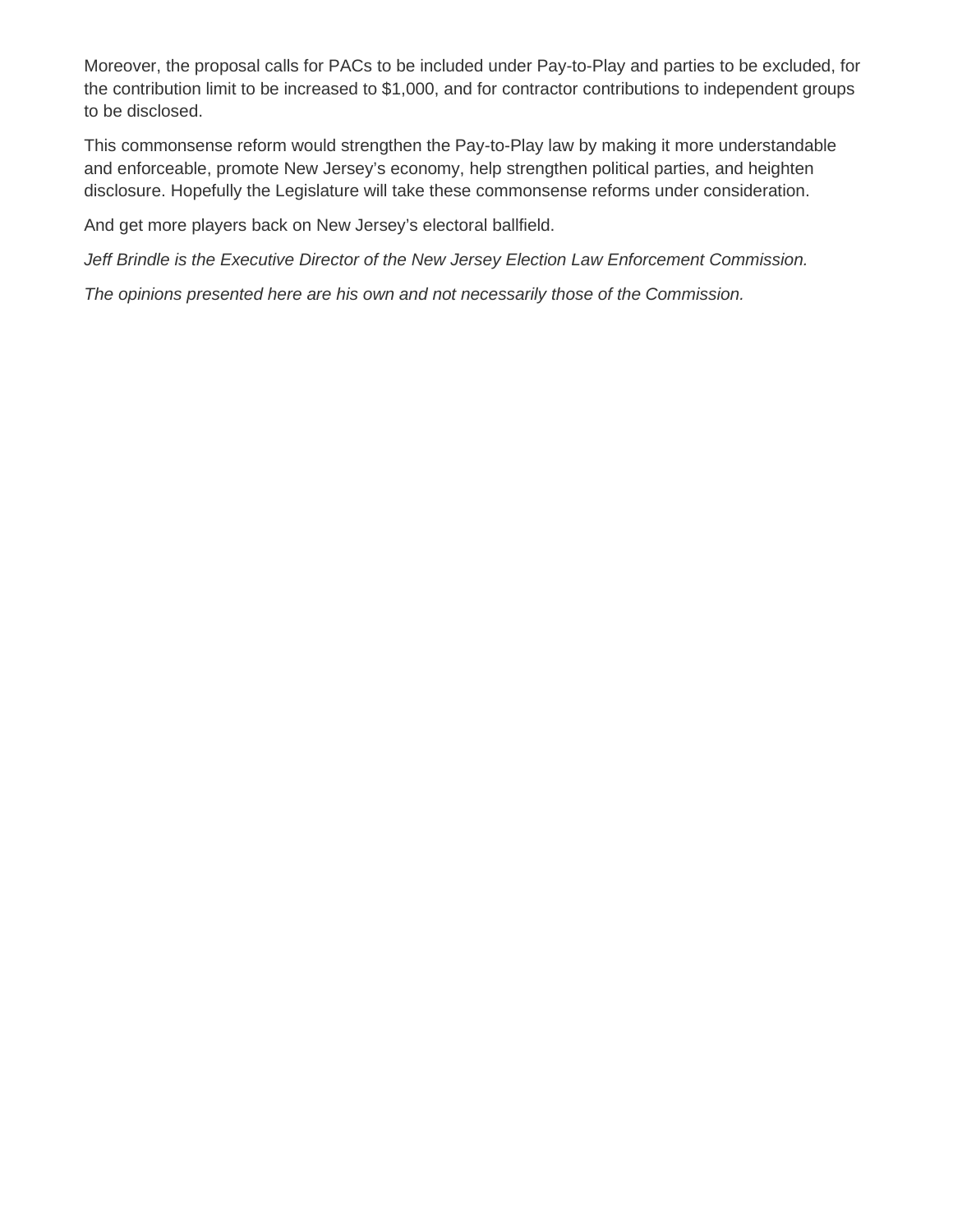Moreover, the proposal calls for PACs to be included under Pay-to-Play and parties to be excluded, for the contribution limit to be increased to $1,000, and for contractor contributions to independent groups to be disclosed.

This commonsense reform would strengthen the Pay-to-Play law by making it more understandable and enforceable, promote New Jersey's economy, help strengthen political parties, and heighten disclosure. Hopefully the Legislature will take these commonsense reforms under consideration.

And get more players back on New Jersey's electoral ballfield.

*Jeff Brindle is the Executive Director of the New Jersey Election Law Enforcement Commission.*

*The opinions presented here are his own and not necessarily those of the Commission.*